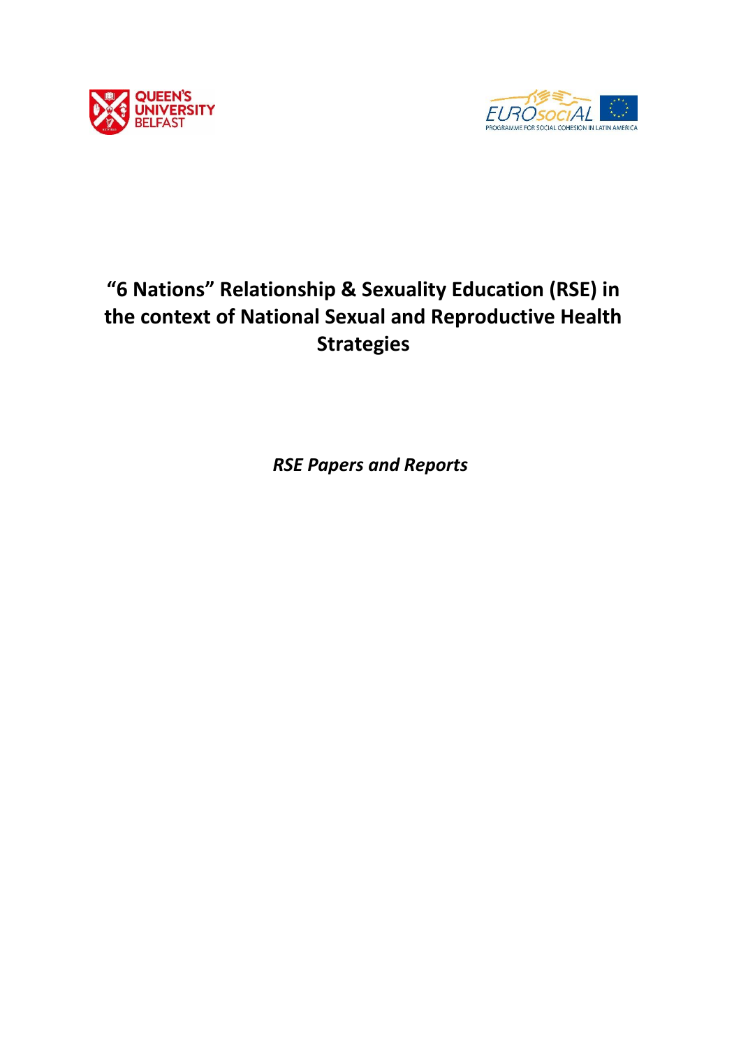# "6 Nations" Relationship & Sexuality Education (RSE) in the context of National Sexual and Reproductive Health Strategies

***RSE Papers and Reports***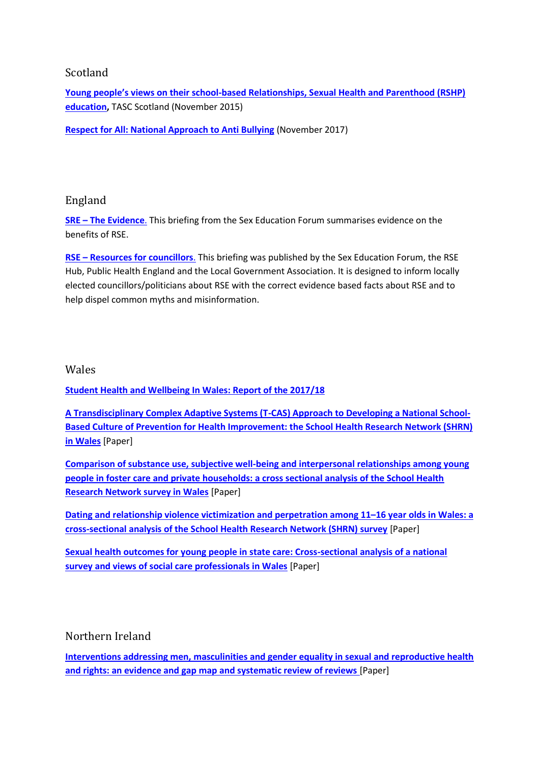## Scotland

**Young people's views on their school-based Relationships, Sexual Health and Parenthood (RSHP) education,** TASC Scotland (November 2015)

**Respect for All: National Approach to Anti Bullying** (November 2017)

## England

**SRE – The Evidence.** This briefing from the Sex Education Forum summarises evidence on the benefits of RSE.

**RSE – Resources for councillors.** This briefing was published by the Sex Education Forum, the RSE Hub, Public Health England and the Local Government Association. It is designed to inform locally elected councillors/politicians about RSE with the correct evidence based facts about RSE and to help dispel common myths and misinformation.

## Wales

**Student Health and Wellbeing In Wales: Report of the 2017/18**

**A Transdisciplinary Complex Adaptive Systems (T-CAS) Approach to Developing a National School-Based Culture of Prevention for Health Improvement: the School Health Research Network (SHRN) in Wales** [Paper]

**Comparison of substance use, subjective well-being and interpersonal relationships among young people in foster care and private households: a cross sectional analysis of the School Health Research Network survey in Wales** [Paper]

**Dating and relationship violence victimization and perpetration among 11–16 year olds in Wales: a cross-sectional analysis of the School Health Research Network (SHRN) survey** [Paper]

**Sexual health outcomes for young people in state care: Cross-sectional analysis of a national survey and views of social care professionals in Wales** [Paper]

## Northern Ireland

**Interventions addressing men, masculinities and gender equality in sexual and reproductive health and rights: an evidence and gap map and systematic review of reviews** [Paper]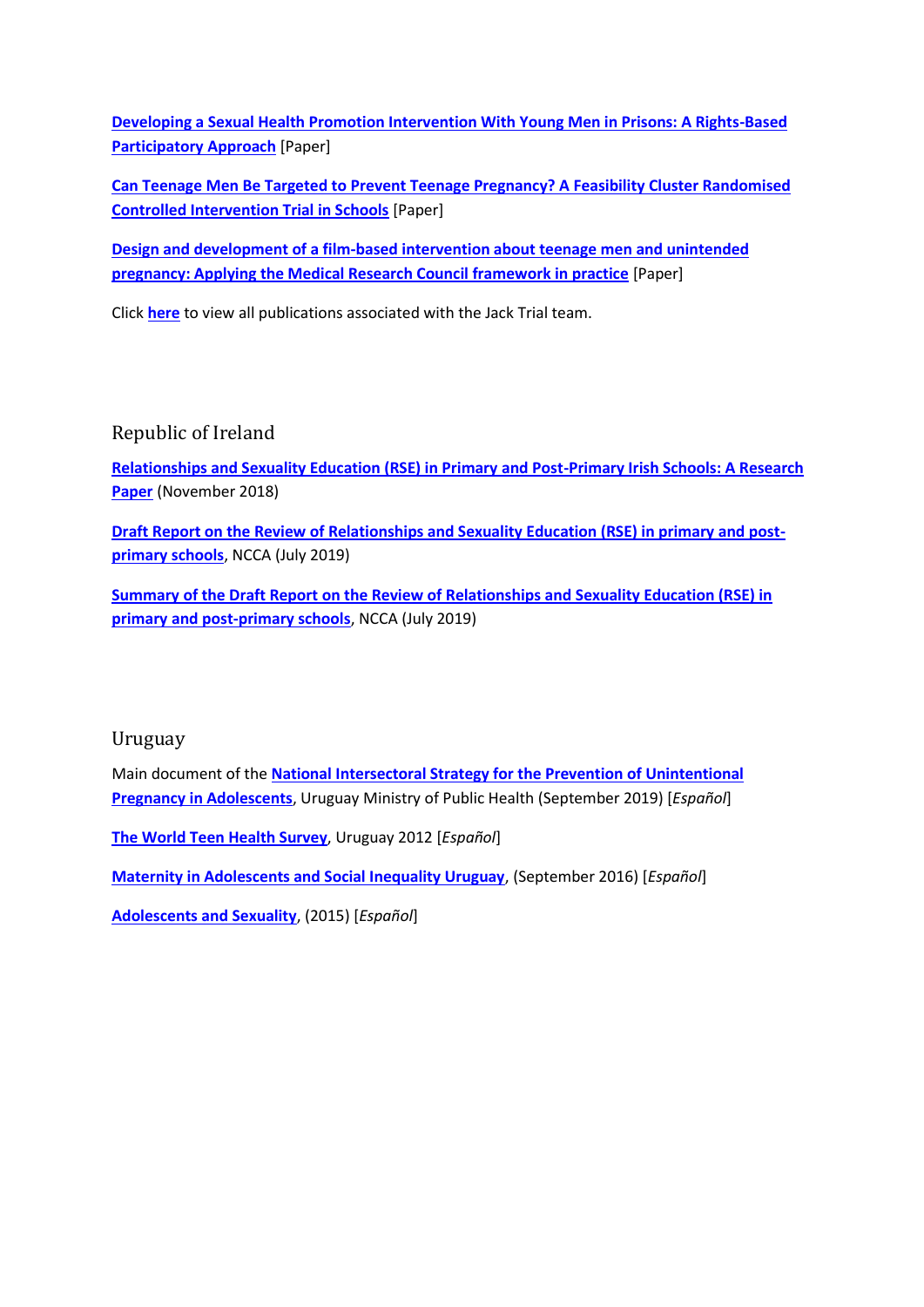**Developing a Sexual Health Promotion Intervention With Young Men in Prisons: A Rights-Based Participatory Approach** [Paper]

**Can Teenage Men Be Targeted to Prevent Teenage Pregnancy? A Feasibility Cluster Randomised Controlled Intervention Trial in Schools** [Paper]

**Design and development of a film-based intervention about teenage men and unintended pregnancy: Applying the Medical Research Council framework in practice** [Paper]

Click **here** to view all publications associated with the Jack Trial team.

## Republic of Ireland

**Relationships and Sexuality Education (RSE) in Primary and Post-Primary Irish Schools: A Research Paper** (November 2018)

**Draft Report on the Review of Relationships and Sexuality Education (RSE) in primary and post-primary schools**, NCCA (July 2019)

**Summary of the Draft Report on the Review of Relationships and Sexuality Education (RSE) in primary and post-primary schools**, NCCA (July 2019)

## Uruguay

Main document of the **National Intersectoral Strategy for the Prevention of Unintentional Pregnancy in Adolescents**, Uruguay Ministry of Public Health (September 2019) [*Español*]

**The World Teen Health Survey**, Uruguay 2012 [*Español*]

**Maternity in Adolescents and Social Inequality Uruguay**, (September 2016) [*Español*]

**Adolescents and Sexuality**, (2015) [*Español*]